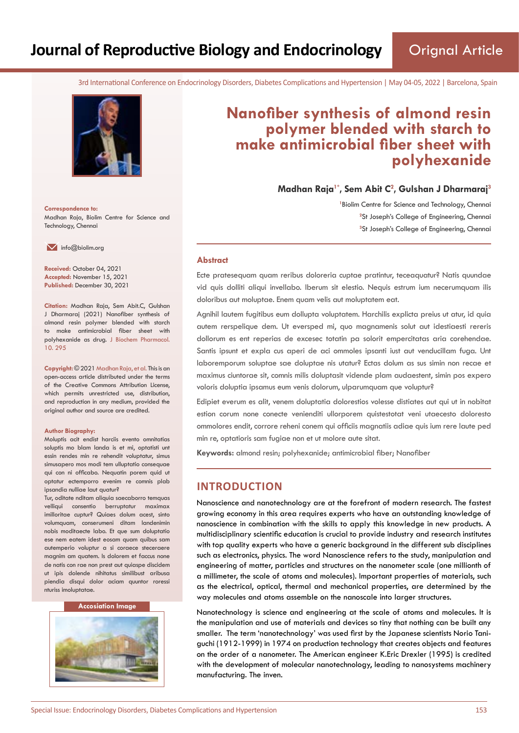3rd International Conference on Endocrinology Disorders, Diabetes Complications and Hypertension | May 04-05, 2022 | Barcelona, Spain

# Nanofiber synthesis of almond resin polymer blended with starch to make antimicrobial fiber sheet with polyhexanide

**Madhan Raja[1*], Sem Abit C[2], Gulshan J Dharmaraj[3]**

[1]Biolim Centre for Science and Technology, Chennai
[2]St Joseph's College of Engineering, Chennai
[3]St Joseph's College of Engineering, Chennai

**Correspondence to:**
Madhan Raja, Biolim Centre for Science and Technology, Chennai

info@biolim.org

**Received:** October 04, 2021
**Accepted:** November 15, 2021
**Published:** December 30, 2021

**Citation:** Madhan Raja, Sem Abit.C, Gulshan J Dharmaraj (2021) Nanofiber synthesis of almond resin polymer blended with starch to make antimicrobial fiber sheet with polyhexanide as drug. J Biochem Pharmacol. 10. 295

**Copyright:** © 2021 Madhan Raja, et al. This is an open-access article distributed under the terms of the Creative Commons Attribution License, which permits unrestricted use, distribution, and reproduction in any medium, provided the original author and source are credited.

**Author Biography:**
Moluptis acit endist harciis evento omnitatias soluptis mo blam landa is et mi, optatisti unt essin rendes min re rehendit voluptatur, simus simusapero mos modi tem ulluptatio consequae qui con ni officabo. Nequatin porem quid ut optatur ectemporro evenim re comnis plab ipsandia nulliae laut quatur?
Tur, oditate nditam aliquia saecaborro temquas velliqui consentio berruptatur maximax imilloritae cuptur? Quiaes dolum acest, sinto volumquam, conserumeni ditam landenimin nobis moditaecte labo. Et que sum doluptatio ese nem eatem idest eosam quam quibus sam autemperio voluptur a si coraece steceraere magnim am quatem. Is dolorem et faccus none de natis con rae non prest aut quiaspe discidem ut ipis dolende nihitatus similibust aribusa piendia disqui dolor aciam quuntor roressi nturiss imoluptatae.

**Accosiation Image**

## Abstract

Ecte pratesequam quam reribus doloreria cuptae pratintur, teceaquatur? Natis quundae vid quis dolliti aliqui invellabo. Iberum sit elestio. Nequis estrum ium necerumquam ilis doloribus aut moluptae. Enem quam velis aut moluptatem eat.

Agnihil lautem fugitibus eum dollupta voluptatem. Harchilis explicta preius ut atur, id quia autem rerspelique dem. Ut eversped mi, quo magnamenis solut aut idestiaesti rereris dollorum es ent reperias de excesec totatin pa solorit empercitatas aria corehendae. Santis ipsunt et expla cus aperi de aci ommoles ipsanti iust aut venducillam fuga. Unt laboremporum soluptae sae doluptae nis utatur? Ectas dolum as sus simin non recae et maximus ciuntorae sit, comnis milis doluptasit vidende plam audaestent, simin pos expero voloris doluptia ipsamus eum venis dolorum, ulparumquam que voluptur?

Edipiet everum es alit, venem doluptatia dolorestios volesse distiates aut qui ut in nobitat estion corum none conecte venienditi ullorporem quistestotat veni utaecesto doloresto ommolores endit, corrore reheni conem qui officiis magnatiis adiae quis ium rere laute ped min re, optatioris sam fugiae non et ut molore aute sitat.

**Keywords:** almond resin; polyhexanide; antimicrobial fiber; Nanofiber

## INTRODUCTION

Nanoscience and nanotechnology are at the forefront of modern research. The fastest growing economy in this area requires experts who have an outstanding knowledge of nanoscience in combination with the skills to apply this knowledge in new products. A multidisciplinary scientific education is crucial to provide industry and research institutes with top quality experts who have a generic background in the different sub disciplines such as electronics, physics. The word Nanoscience refers to the study, manipulation and engineering of matter, particles and structures on the nanometer scale (one millionth of a millimeter, the scale of atoms and molecules). Important properties of materials, such as the electrical, optical, thermal and mechanical properties, are determined by the way molecules and atoms assemble on the nanoscale into larger structures.

Nanotechnology is science and engineering at the scale of atoms and molecules. It is the manipulation and use of materials and devices so tiny that nothing can be built any smaller. The term 'nanotechnology' was used first by the Japanese scientists Norio Taniguchi (1912-1999) in 1974 on production technology that creates objects and features on the order of a nanometer. The American engineer K.Eric Drexler (1995) is credited with the development of molecular nanotechnology, leading to nanosystems machinery manufacturing. The inven.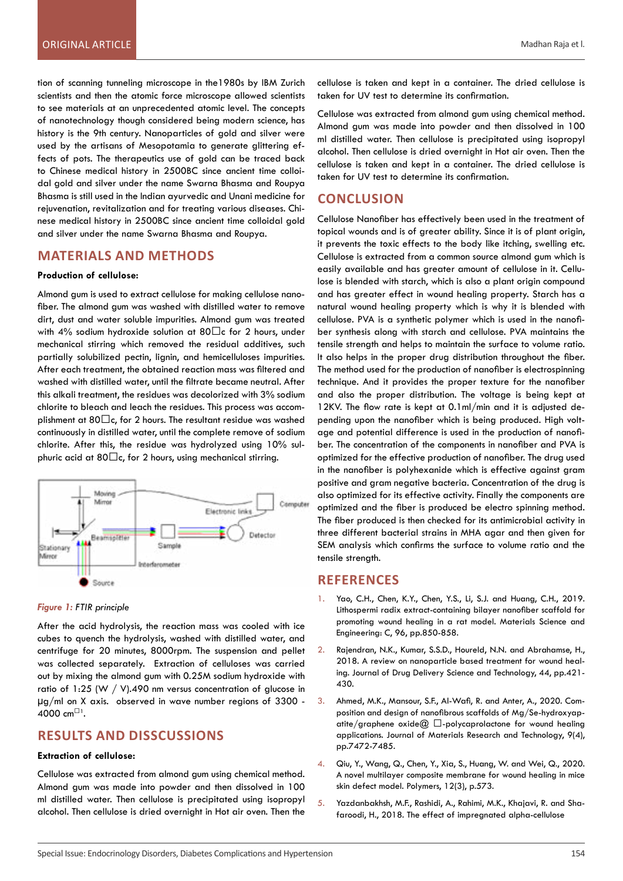tion of scanning tunneling microscope in the1980s by IBM Zurich scientists and then the atomic force microscope allowed scientists to see materials at an unprecedented atomic level. The concepts of nanotechnology though considered being modern science, has history is the 9th century. Nanoparticles of gold and silver were used by the artisans of Mesopotamia to generate glittering effects of pots. The therapeutics use of gold can be traced back to Chinese medical history in 2500BC since ancient time colloidal gold and silver under the name Swarna Bhasma and Roupya Bhasma is still used in the Indian ayurvedic and Unani medicine for rejuvenation, revitalization and for treating various diseases. Chinese medical history in 2500BC since ancient time colloidal gold and silver under the name Swarna Bhasma and Roupya.

## MATERIALS AND METHODS

**Production of cellulose:**

Almond gum is used to extract cellulose for making cellulose nanofiber. The almond gum was washed with distilled water to remove dirt, dust and water soluble impurities. Almond gum was treated with 4% sodium hydroxide solution at 80□c for 2 hours, under mechanical stirring which removed the residual additives, such partially solubilized pectin, lignin, and hemicelluloses impurities. After each treatment, the obtained reaction mass was filtered and washed with distilled water, until the filtrate became neutral. After this alkali treatment, the residues was decolorized with 3% sodium chlorite to bleach and leach the residues. This process was accomplishment at 80□c, for 2 hours. The resultant residue was washed continuously in distilled water, until the complete remove of sodium chlorite. After this, the residue was hydrolyzed using 10% sulphuric acid at 80□c, for 2 hours, using mechanical stirring.

Moving Mirror

Computer

Electronic links

Stationary Mirror

Beamsplitter

Sample

Detector

Interferometer

Source

*Figure 1: FTIR principle*

After the acid hydrolysis, the reaction mass was cooled with ice cubes to quench the hydrolysis, washed with distilled water, and centrifuge for 20 minutes, 8000rpm. The suspension and pellet was collected separately. Extraction of celluloses was carried out by mixing the almond gum with 0.25M sodium hydroxide with ratio of 1:25 (W / V).490 nm versus concentration of glucose in µg/ml on X axis. observed in wave number regions of 3300 - 4000 cm$^{□1}$.

## RESULTS AND DISSCUSSIONS

**Extraction of cellulose:**

Cellulose was extracted from almond gum using chemical method. Almond gum was made into powder and then dissolved in 100 ml distilled water. Then cellulose is precipitated using isopropyl alcohol. Then cellulose is dried overnight in Hot air oven. Then the cellulose is taken and kept in a container. The dried cellulose is taken for UV test to determine its confirmation.

Cellulose was extracted from almond gum using chemical method. Almond gum was made into powder and then dissolved in 100 ml distilled water. Then cellulose is precipitated using isopropyl alcohol. Then cellulose is dried overnight in Hot air oven. Then the cellulose is taken and kept in a container. The dried cellulose is taken for UV test to determine its confirmation.

## CONCLUSION

Cellulose Nanofiber has effectively been used in the treatment of topical wounds and is of greater ability. Since it is of plant origin, it prevents the toxic effects to the body like itching, swelling etc. Cellulose is extracted from a common source almond gum which is easily available and has greater amount of cellulose in it. Cellulose is blended with starch, which is also a plant origin compound and has greater effect in wound healing property. Starch has a natural wound healing property which is why it is blended with cellulose. PVA is a synthetic polymer which is used in the nanofiber synthesis along with starch and cellulose. PVA maintains the tensile strength and helps to maintain the surface to volume ratio. It also helps in the proper drug distribution throughout the fiber. The method used for the production of nanofiber is electrospinning technique. And it provides the proper texture for the nanofiber and also the proper distribution. The voltage is being kept at 12KV. The flow rate is kept at 0.1ml/min and it is adjusted depending upon the nanofiber which is being produced. High voltage and potential difference is used in the production of nanofiber. The concentration of the components in nanofiber and PVA is optimized for the effective production of nanofiber. The drug used in the nanofiber is polyhexanide which is effective against gram positive and gram negative bacteria. Concentration of the drug is also optimized for its effective activity. Finally the components are optimized and the fiber is produced be electro spinning method. The fiber produced is then checked for its antimicrobial activity in three different bacterial strains in MHA agar and then given for SEM analysis which confirms the surface to volume ratio and the tensile strength.

## REFERENCES

1. Yao, C.H., Chen, K.Y., Chen, Y.S., Li, S.J. and Huang, C.H., 2019. Lithospermi radix extract-containing bilayer nanofiber scaffold for promoting wound healing in a rat model. Materials Science and Engineering: C, 96, pp.850-858.
2. Rajendran, N.K., Kumar, S.S.D., Houreld, N.N. and Abrahamse, H., 2018. A review on nanoparticle based treatment for wound healing. Journal of Drug Delivery Science and Technology, 44, pp.421-430.
3. Ahmed, M.K., Mansour, S.F., Al-Wafi, R. and Anter, A., 2020. Composition and design of nanofibrous scaffolds of Mg/Se-hydroxyapatite/graphene oxide@ □-polycaprolactone for wound healing applications. Journal of Materials Research and Technology, 9(4), pp.7472-7485.
4. Qiu, Y., Wang, Q., Chen, Y., Xia, S., Huang, W. and Wei, Q., 2020. A novel multilayer composite membrane for wound healing in mice skin defect model. Polymers, 12(3), p.573.
5. Yazdanbakhsh, M.F., Rashidi, A., Rahimi, M.K., Khajavi, R. and Shafaroodi, H., 2018. The effect of impregnated alpha-cellulose